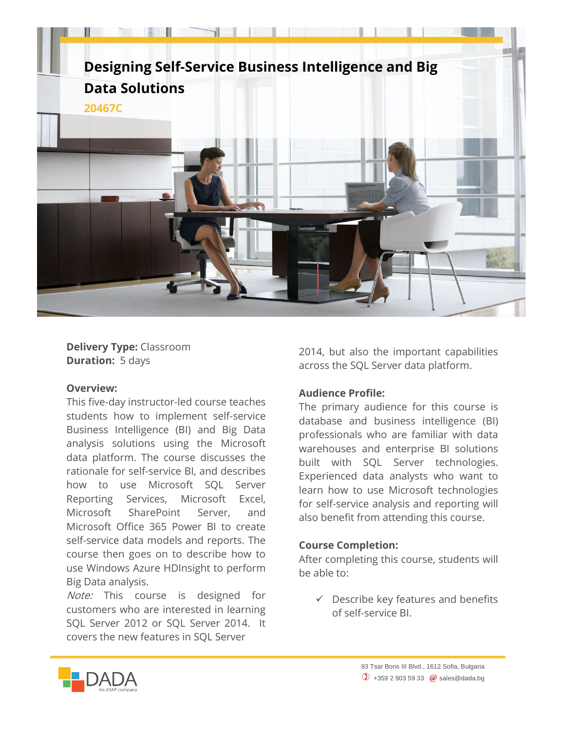# Designing Self-Service Business Intelligence and Big Data Solutions

**20467C**

**Delivery Type:** Classroom
**Duration:** 5 days

**Overview:**
This five-day instructor-led course teaches students how to implement self-service Business Intelligence (BI) and Big Data analysis solutions using the Microsoft data platform. The course discusses the rationale for self-service BI, and describes how to use Microsoft SQL Server Reporting Services, Microsoft Excel, Microsoft SharePoint Server, and Microsoft Office 365 Power BI to create self-service data models and reports. The course then goes on to describe how to use Windows Azure HDInsight to perform Big Data analysis.
*Note:* This course is designed for customers who are interested in learning SQL Server 2012 or SQL Server 2014. It covers the new features in SQL Server 2014, but also the important capabilities across the SQL Server data platform.

**Audience Profile:**
The primary audience for this course is database and business intelligence (BI) professionals who are familiar with data warehouses and enterprise BI solutions built with SQL Server technologies. Experienced data analysts who want to learn how to use Microsoft technologies for self-service analysis and reporting will also benefit from attending this course.

**Course Completion:**
After completing this course, students will be able to:

- ✓ Describe key features and benefits of self-service BI.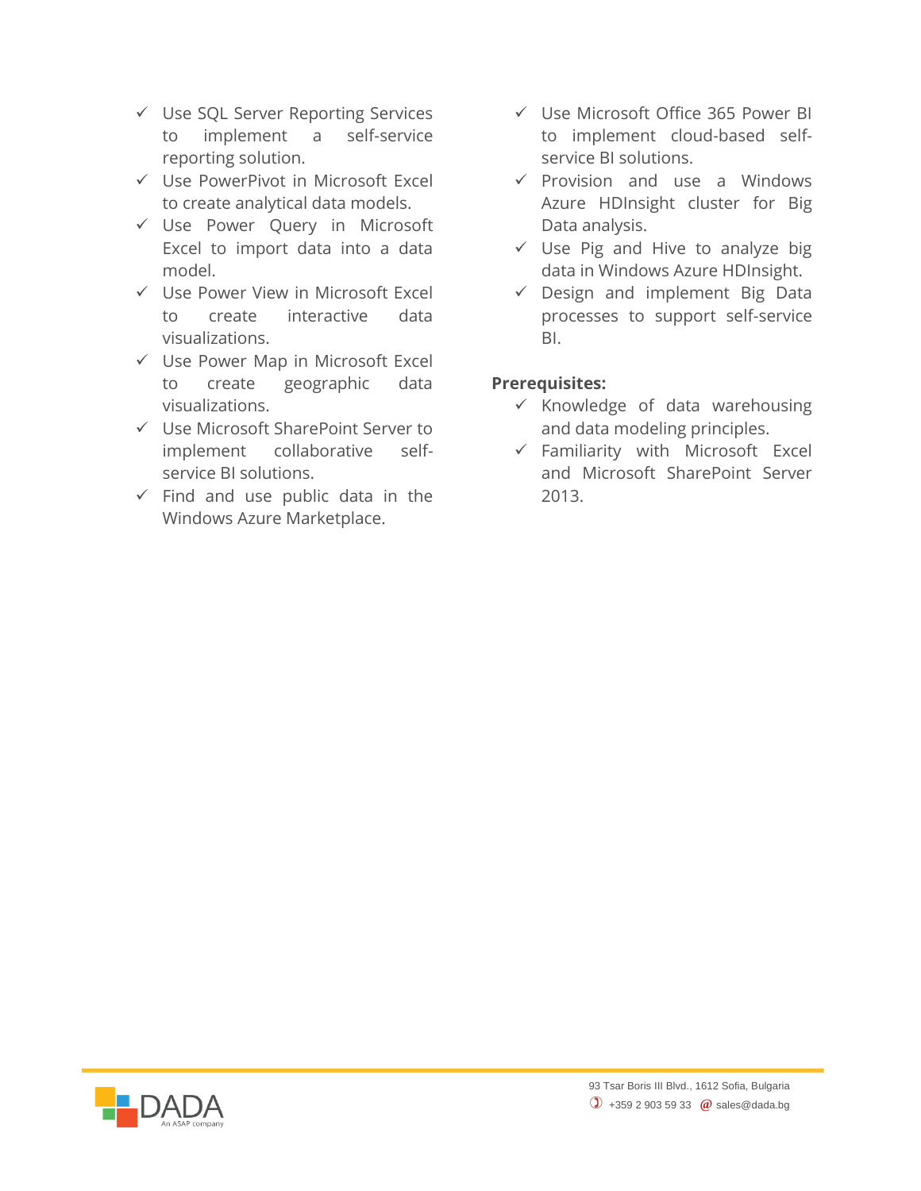- Use SQL Server Reporting Services to implement a self-service reporting solution.
- Use PowerPivot in Microsoft Excel to create analytical data models.
- Use Power Query in Microsoft Excel to import data into a data model.
- Use Power View in Microsoft Excel to create interactive data visualizations.
- Use Power Map in Microsoft Excel to create geographic data visualizations.
- Use Microsoft SharePoint Server to implement collaborative self-service BI solutions.
- Find and use public data in the Windows Azure Marketplace.
- Use Microsoft Office 365 Power BI to implement cloud-based self-service BI solutions.
- Provision and use a Windows Azure HDInsight cluster for Big Data analysis.
- Use Pig and Hive to analyze big data in Windows Azure HDInsight.
- Design and implement Big Data processes to support self-service BI.

**Prerequisites:**

- Knowledge of data warehousing and data modeling principles.
- Familiarity with Microsoft Excel and Microsoft SharePoint Server 2013.